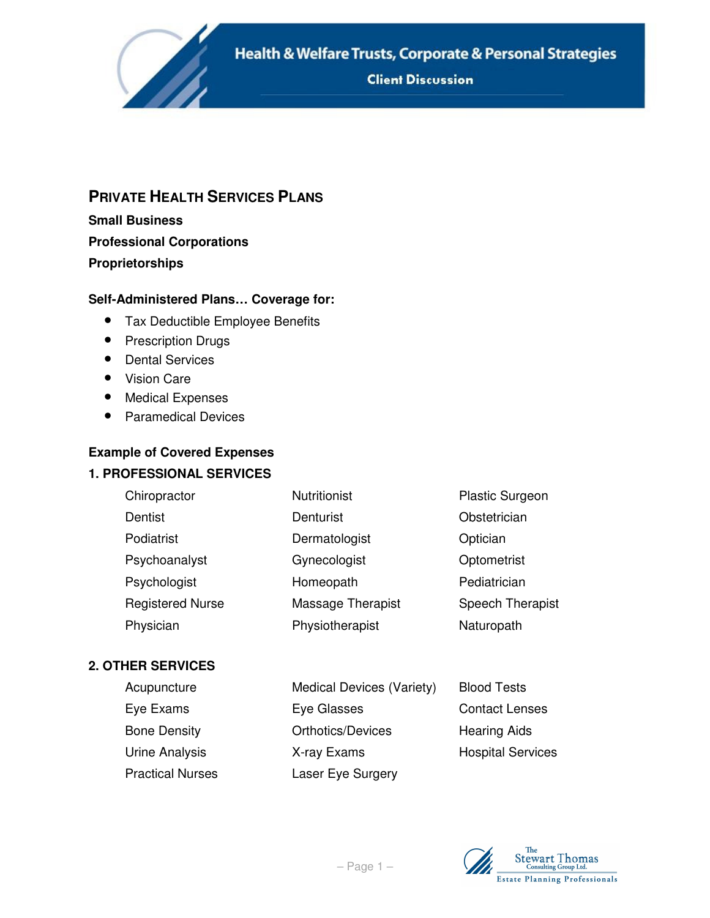# Health & Welfare Trusts, Corporate & Personal Strategies

**Client Discussion**

## PRIVATE HEALTH SERVICES PLANS

**Small Business**

**Professional Corporations**

**Proprietorships**

**Self-Administered Plans… Coverage for:**

- Tax Deductible Employee Benefits
- Prescription Drugs
- Dental Services
- Vision Care
- Medical Expenses
- Paramedical Devices

**Example of Covered Expenses**

### 1. PROFESSIONAL SERVICES

| | | |
|---|---|---|
| Chiropractor | Nutritionist | Plastic Surgeon |
| Dentist | Denturist | Obstetrician |
| Podiatrist | Dermatologist | Optician |
| Psychoanalyst | Gynecologist | Optometrist |
| Psychologist | Homeopath | Pediatrician |
| Registered Nurse | Massage Therapist | Speech Therapist |
| Physician | Physiotherapist | Naturopath |

### 2. OTHER SERVICES

| | | |
|---|---|---|
| Acupuncture | Medical Devices (Variety) | Blood Tests |
| Eye Exams | Eye Glasses | Contact Lenses |
| Bone Density | Orthotics/Devices | Hearing Aids |
| Urine Analysis | X-ray Exams | Hospital Services |
| Practical Nurses | Laser Eye Surgery | |

The Stewart Thomas Consulting Group Ltd.
Estate Planning Professionals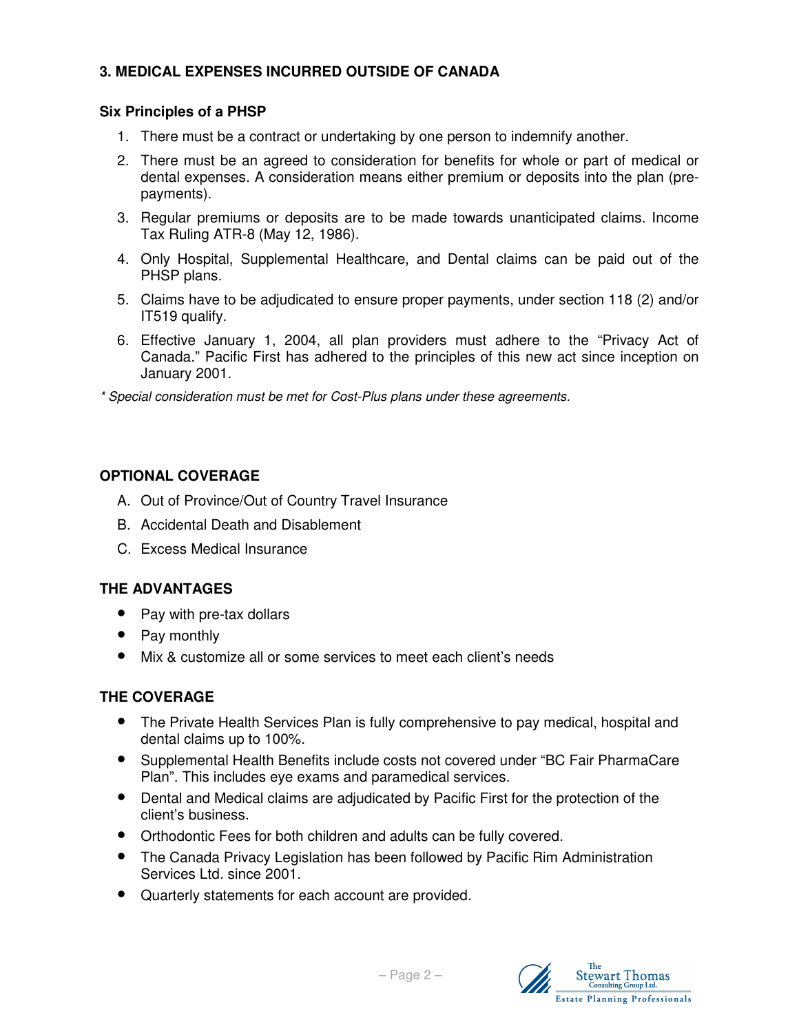### 3. MEDICAL EXPENSES INCURRED OUTSIDE OF CANADA

#### Six Principles of a PHSP

1. There must be a contract or undertaking by one person to indemnify another.
2. There must be an agreed to consideration for benefits for whole or part of medical or dental expenses. A consideration means either premium or deposits into the plan (pre-payments).
3. Regular premiums or deposits are to be made towards unanticipated claims. Income Tax Ruling ATR-8 (May 12, 1986).
4. Only Hospital, Supplemental Healthcare, and Dental claims can be paid out of the PHSP plans.
5. Claims have to be adjudicated to ensure proper payments, under section 118 (2) and/or IT519 qualify.
6. Effective January 1, 2004, all plan providers must adhere to the "Privacy Act of Canada." Pacific First has adhered to the principles of this new act since inception on January 2001.

*\* Special consideration must be met for Cost-Plus plans under these agreements.*

### OPTIONAL COVERAGE

A. Out of Province/Out of Country Travel Insurance
B. Accidental Death and Disablement
C. Excess Medical Insurance

### THE ADVANTAGES

- Pay with pre-tax dollars
- Pay monthly
- Mix & customize all or some services to meet each client's needs

### THE COVERAGE

- The Private Health Services Plan is fully comprehensive to pay medical, hospital and dental claims up to 100%.
- Supplemental Health Benefits include costs not covered under "BC Fair PharmaCare Plan". This includes eye exams and paramedical services.
- Dental and Medical claims are adjudicated by Pacific First for the protection of the client's business.
- Orthodontic Fees for both children and adults can be fully covered.
- The Canada Privacy Legislation has been followed by Pacific Rim Administration Services Ltd. since 2001.
- Quarterly statements for each account are provided.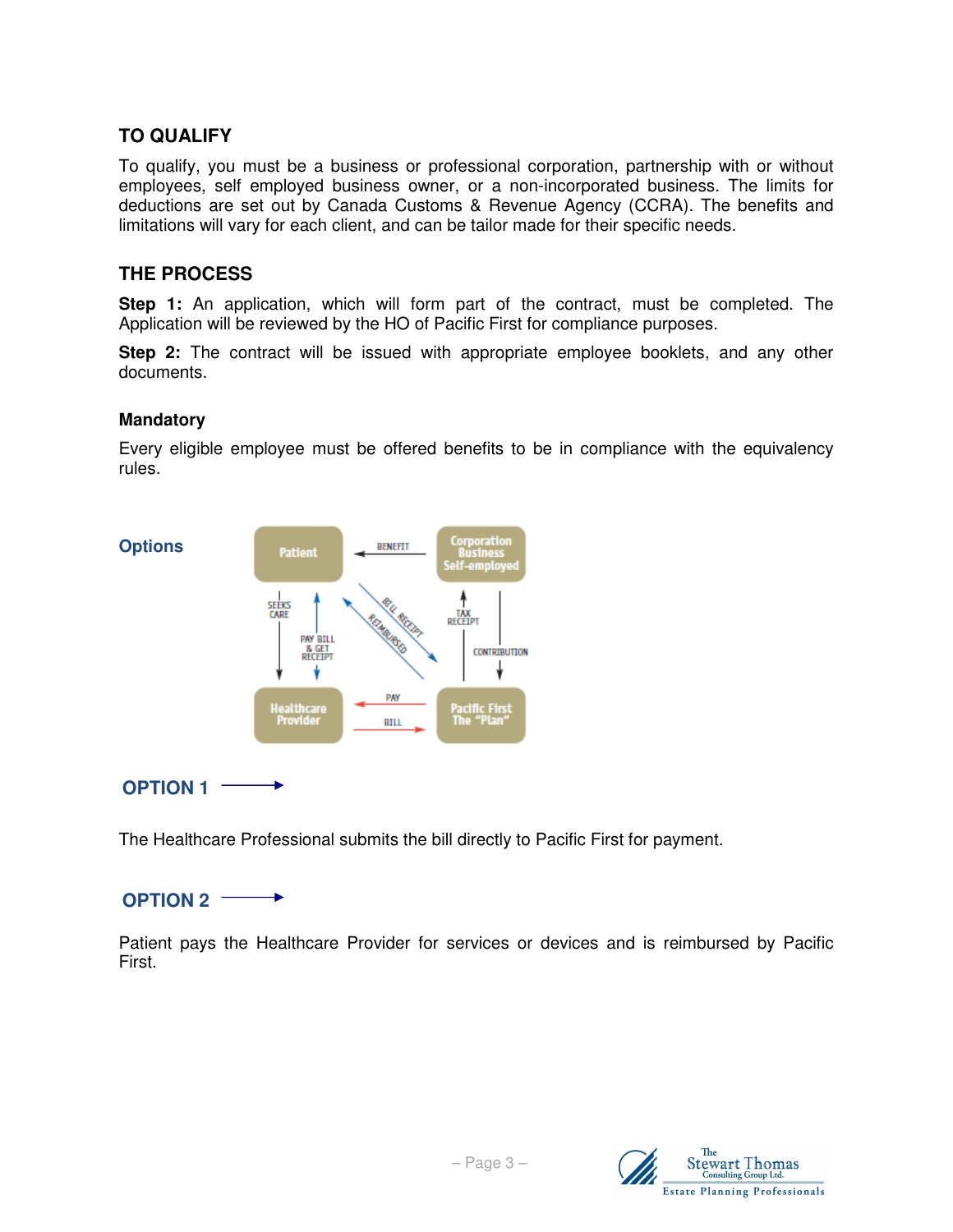## TO QUALIFY

To qualify, you must be a business or professional corporation, partnership with or without employees, self employed business owner, or a non-incorporated business. The limits for deductions are set out by Canada Customs & Revenue Agency (CCRA). The benefits and limitations will vary for each client, and can be tailor made for their specific needs.

## THE PROCESS

**Step 1:** An application, which will form part of the contract, must be completed. The Application will be reviewed by the HO of Pacific First for compliance purposes.

**Step 2:** The contract will be issued with appropriate employee booklets, and any other documents.

### Mandatory

Every eligible employee must be offered benefits to be in compliance with the equivalency rules.

### Options

**OPTION 1** →

The Healthcare Professional submits the bill directly to Pacific First for payment.

**OPTION 2** →

Patient pays the Healthcare Provider for services or devices and is reimbursed by Pacific First.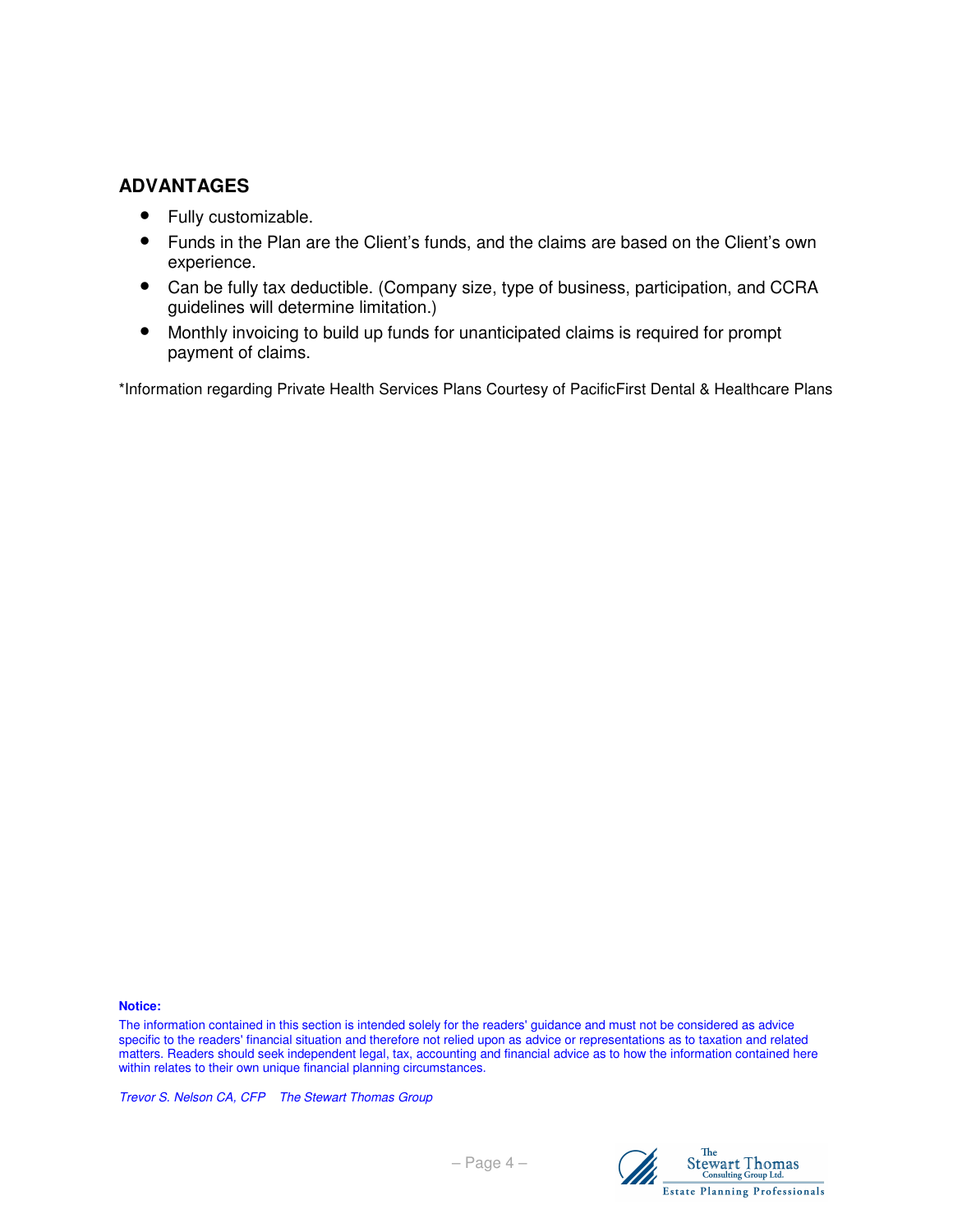## ADVANTAGES

- Fully customizable.
- Funds in the Plan are the Client's funds, and the claims are based on the Client's own experience.
- Can be fully tax deductible. (Company size, type of business, participation, and CCRA guidelines will determine limitation.)
- Monthly invoicing to build up funds for unanticipated claims is required for prompt payment of claims.

*Information regarding Private Health Services Plans Courtesy of PacificFirst Dental & Healthcare Plans

**Notice:**

The information contained in this section is intended solely for the readers' guidance and must not be considered as advice specific to the readers' financial situation and therefore not relied upon as advice or representations as to taxation and related matters. Readers should seek independent legal, tax, accounting and financial advice as to how the information contained here within relates to their own unique financial planning circumstances.

*Trevor S. Nelson CA, CFP The Stewart Thomas Group*